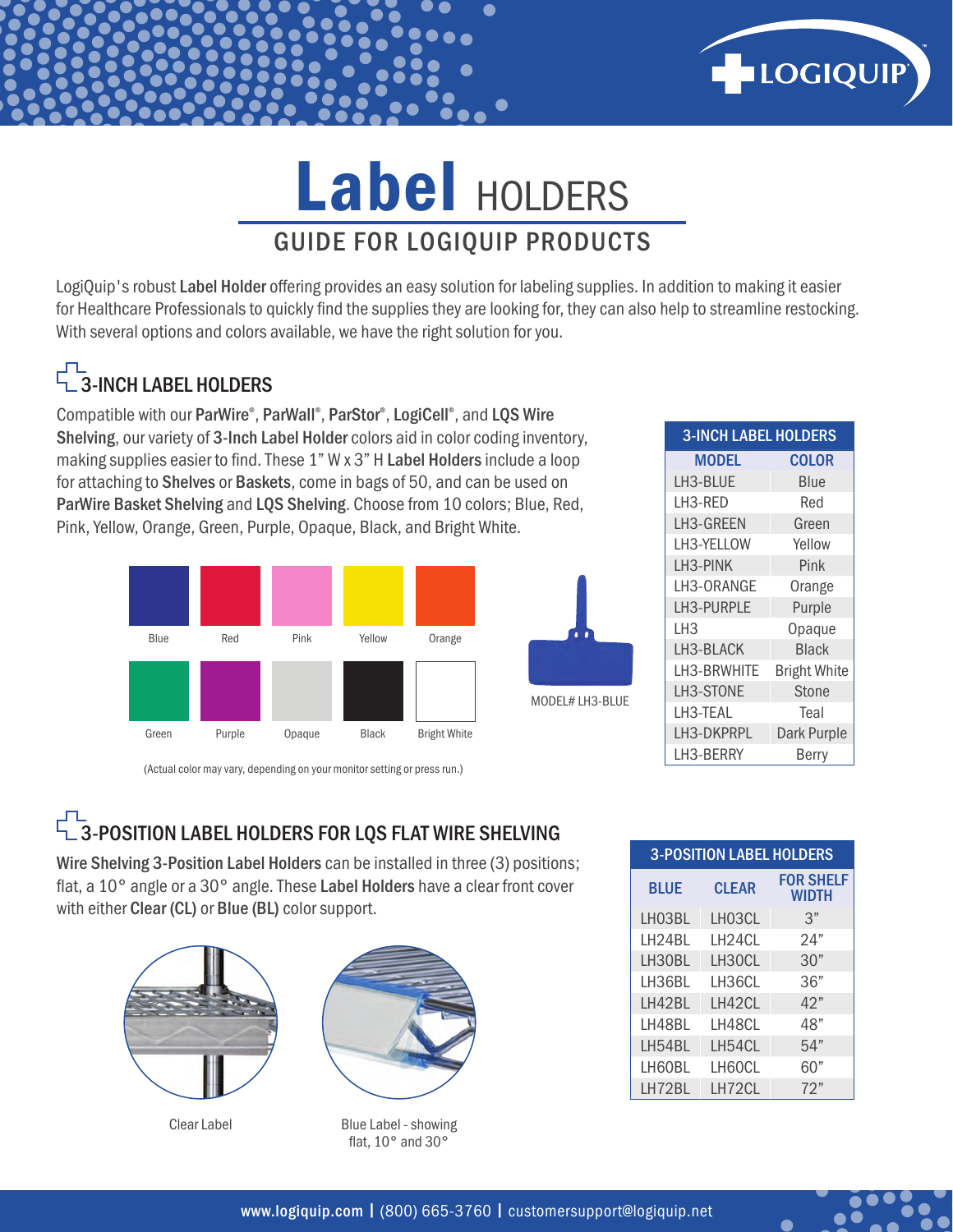# Label HOLDERS

## GUIDE FOR LOGIQUIP PRODUCTS

LogiQuip's robust **Label Holder** offering provides an easy solution for labeling supplies. In addition to making it easier for Healthcare Professionals to quickly find the supplies they are looking for, they can also help to streamline restocking. With several options and colors available, we have the right solution for you.

## 3-INCH LABEL HOLDERS

Compatible with our **ParWire®**, **ParWall®**, **ParStor®**, **LogiCell®**, and **LQS Wire Shelving**, our variety of **3-Inch Label Holder** colors aid in color coding inventory, making supplies easier to find. These 1" W x 3" H **Label Holders** include a loop for attaching to **Shelves** or **Baskets**, come in bags of 50, and can be used on **ParWire Basket Shelving** and **LQS Shelving**. Choose from 10 colors; Blue, Red, Pink, Yellow, Orange, Green, Purple, Opaque, Black, and Bright White.

Blue Red Pink Yellow Orange

Green Purple Opaque Black Bright White

(Actual color may vary, depending on your monitor setting or press run.)

MODEL# LH3-BLUE

| 3-INCH LABEL HOLDERS | |
|---|---|
| **MODEL** | **COLOR** |
| LH3-BLUE | Blue |
| LH3-RED | Red |
| LH3-GREEN | Green |
| LH3-YELLOW | Yellow |
| LH3-PINK | Pink |
| LH3-ORANGE | Orange |
| LH3-PURPLE | Purple |
| LH3 | Opaque |
| LH3-BLACK | Black |
| LH3-BRWHITE | Bright White |
| LH3-STONE | Stone |
| LH3-TEAL | Teal |
| LH3-DKPRPL | Dark Purple |
| LH3-BERRY | Berry |

## 3-POSITION LABEL HOLDERS FOR LQS FLAT WIRE SHELVING

**Wire Shelving 3-Position Label Holders** can be installed in three (3) positions; flat, a 10° angle or a 30° angle. These **Label Holders** have a clear front cover with either **Clear (CL)** or **Blue (BL)** color support.

Clear Label

Blue Label - showing flat, 10° and 30°

| 3-POSITION LABEL HOLDERS | | |
|---|---|---|
| **BLUE** | **CLEAR** | **FOR SHELF WIDTH** |
| LH03BL | LH03CL | 3" |
| LH24BL | LH24CL | 24" |
| LH30BL | LH30CL | 30" |
| LH36BL | LH36CL | 36" |
| LH42BL | LH42CL | 42" |
| LH48BL | LH48CL | 48" |
| LH54BL | LH54CL | 54" |
| LH60BL | LH60CL | 60" |
| LH72BL | LH72CL | 72" |

www.logiquip.com | (800) 665-3760 | customersupport@logiquip.net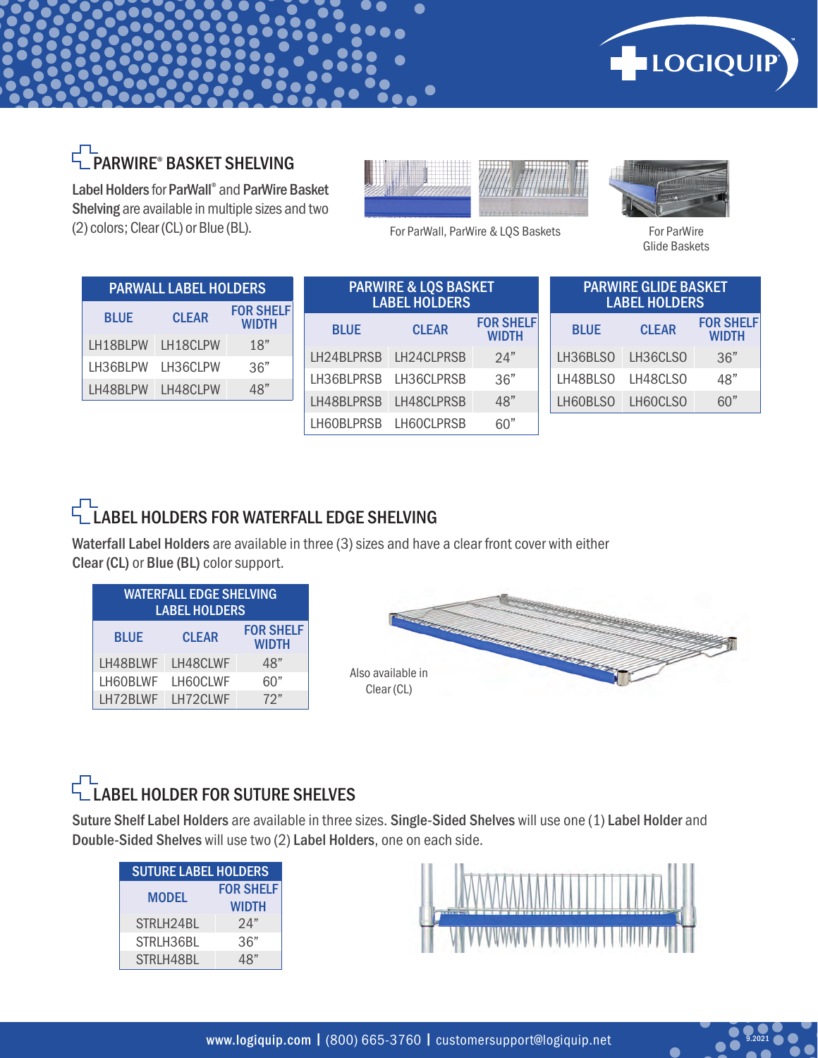## PARWIRE® BASKET SHELVING

**Label Holders** for **ParWall®** and **ParWire Basket Shelving** are available in multiple sizes and two (2) colors; Clear (CL) or Blue (BL).

For ParWall, ParWire & LQS Baskets

For ParWire Glide Baskets

| PARWALL LABEL HOLDERS | | |
|---|---|---|
| BLUE | CLEAR | FOR SHELF WIDTH |
| LH18BLPW | LH18CLPW | 18" |
| LH36BLPW | LH36CLPW | 36" |
| LH48BLPW | LH48CLPW | 48" |

| PARWIRE & LQS BASKET LABEL HOLDERS | | |
|---|---|---|
| BLUE | CLEAR | FOR SHELF WIDTH |
| LH24BLPRSB | LH24CLPRSB | 24" |
| LH36BLPRSB | LH36CLPRSB | 36" |
| LH48BLPRSB | LH48CLPRSB | 48" |
| LH60BLPRSB | LH60CLPRSB | 60" |

| PARWIRE GLIDE BASKET LABEL HOLDERS | | |
|---|---|---|
| BLUE | CLEAR | FOR SHELF WIDTH |
| LH36BLSO | LH36CLSO | 36" |
| LH48BLSO | LH48CLSO | 48" |
| LH60BLSO | LH60CLSO | 60" |

## LABEL HOLDERS FOR WATERFALL EDGE SHELVING

**Waterfall Label Holders** are available in three (3) sizes and have a clear front cover with either **Clear (CL)** or **Blue (BL)** color support.

| WATERFALL EDGE SHELVING LABEL HOLDERS | | |
|---|---|---|
| BLUE | CLEAR | FOR SHELF WIDTH |
| LH48BLWF | LH48CLWF | 48" |
| LH60BLWF | LH60CLWF | 60" |
| LH72BLWF | LH72CLWF | 72" |

Also available in Clear (CL)

## LABEL HOLDER FOR SUTURE SHELVES

**Suture Shelf Label Holders** are available in three sizes. **Single-Sided Shelves** will use one (1) **Label Holder** and **Double-Sided Shelves** will use two (2) **Label Holders**, one on each side.

| SUTURE LABEL HOLDERS | |
|---|---|
| MODEL | FOR SHELF WIDTH |
| STRLH24BL | 24" |
| STRLH36BL | 36" |
| STRLH48BL | 48" |

www.logiquip.com | (800) 665-3760 | customersupport@logiquip.net